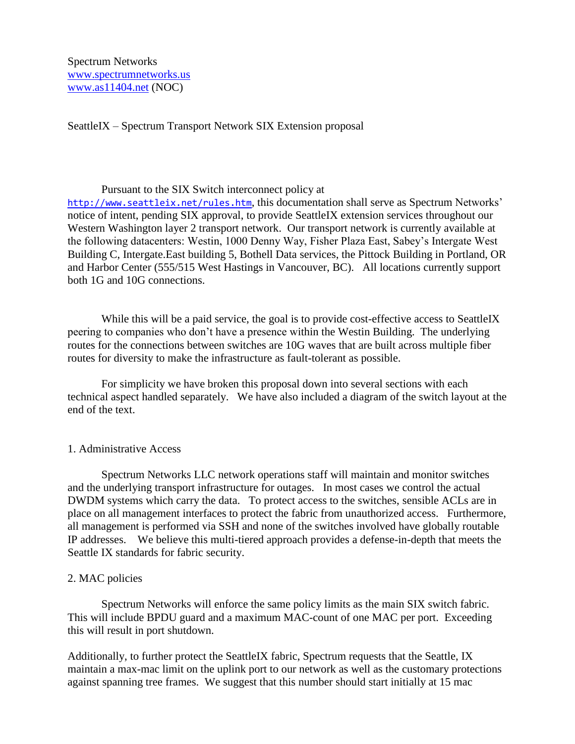Spectrum Networks
www.spectrumnetworks.us
www.as11404.net (NOC)

SeattleIX – Spectrum Transport Network SIX Extension proposal

Pursuant to the SIX Switch interconnect policy at http://www.seattleix.net/rules.htm, this documentation shall serve as Spectrum Networks' notice of intent, pending SIX approval, to provide SeattleIX extension services throughout our Western Washington layer 2 transport network. Our transport network is currently available at the following datacenters: Westin, 1000 Denny Way, Fisher Plaza East, Sabey's Intergate West Building C, Intergate.East building 5, Bothell Data services, the Pittock Building in Portland, OR and Harbor Center (555/515 West Hastings in Vancouver, BC). All locations currently support both 1G and 10G connections.

While this will be a paid service, the goal is to provide cost-effective access to SeattleIX peering to companies who don't have a presence within the Westin Building. The underlying routes for the connections between switches are 10G waves that are built across multiple fiber routes for diversity to make the infrastructure as fault-tolerant as possible.

For simplicity we have broken this proposal down into several sections with each technical aspect handled separately. We have also included a diagram of the switch layout at the end of the text.

1. Administrative Access

Spectrum Networks LLC network operations staff will maintain and monitor switches and the underlying transport infrastructure for outages. In most cases we control the actual DWDM systems which carry the data. To protect access to the switches, sensible ACLs are in place on all management interfaces to protect the fabric from unauthorized access. Furthermore, all management is performed via SSH and none of the switches involved have globally routable IP addresses. We believe this multi-tiered approach provides a defense-in-depth that meets the Seattle IX standards for fabric security.

2. MAC policies

Spectrum Networks will enforce the same policy limits as the main SIX switch fabric. This will include BPDU guard and a maximum MAC-count of one MAC per port. Exceeding this will result in port shutdown.

Additionally, to further protect the SeattleIX fabric, Spectrum requests that the Seattle, IX maintain a max-mac limit on the uplink port to our network as well as the customary protections against spanning tree frames. We suggest that this number should start initially at 15 mac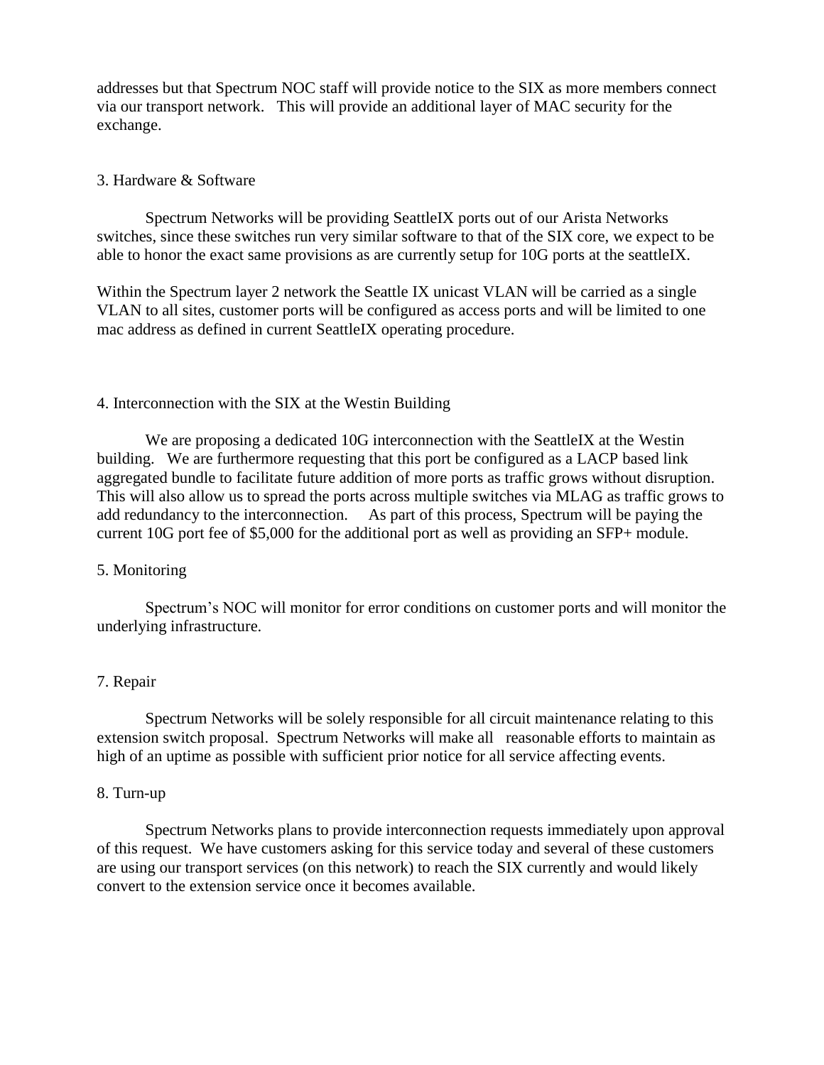addresses but that Spectrum NOC staff will provide notice to the SIX as more members connect via our transport network. This will provide an additional layer of MAC security for the exchange.

## 3. Hardware & Software

Spectrum Networks will be providing SeattleIX ports out of our Arista Networks switches, since these switches run very similar software to that of the SIX core, we expect to be able to honor the exact same provisions as are currently setup for 10G ports at the seattleIX.

Within the Spectrum layer 2 network the Seattle IX unicast VLAN will be carried as a single VLAN to all sites, customer ports will be configured as access ports and will be limited to one mac address as defined in current SeattleIX operating procedure.

## 4. Interconnection with the SIX at the Westin Building

We are proposing a dedicated 10G interconnection with the SeattleIX at the Westin building. We are furthermore requesting that this port be configured as a LACP based link aggregated bundle to facilitate future addition of more ports as traffic grows without disruption. This will also allow us to spread the ports across multiple switches via MLAG as traffic grows to add redundancy to the interconnection. As part of this process, Spectrum will be paying the current 10G port fee of $5,000 for the additional port as well as providing an SFP+ module.

## 5. Monitoring

Spectrum's NOC will monitor for error conditions on customer ports and will monitor the underlying infrastructure.

## 7. Repair

Spectrum Networks will be solely responsible for all circuit maintenance relating to this extension switch proposal. Spectrum Networks will make all reasonable efforts to maintain as high of an uptime as possible with sufficient prior notice for all service affecting events.

## 8. Turn-up

Spectrum Networks plans to provide interconnection requests immediately upon approval of this request. We have customers asking for this service today and several of these customers are using our transport services (on this network) to reach the SIX currently and would likely convert to the extension service once it becomes available.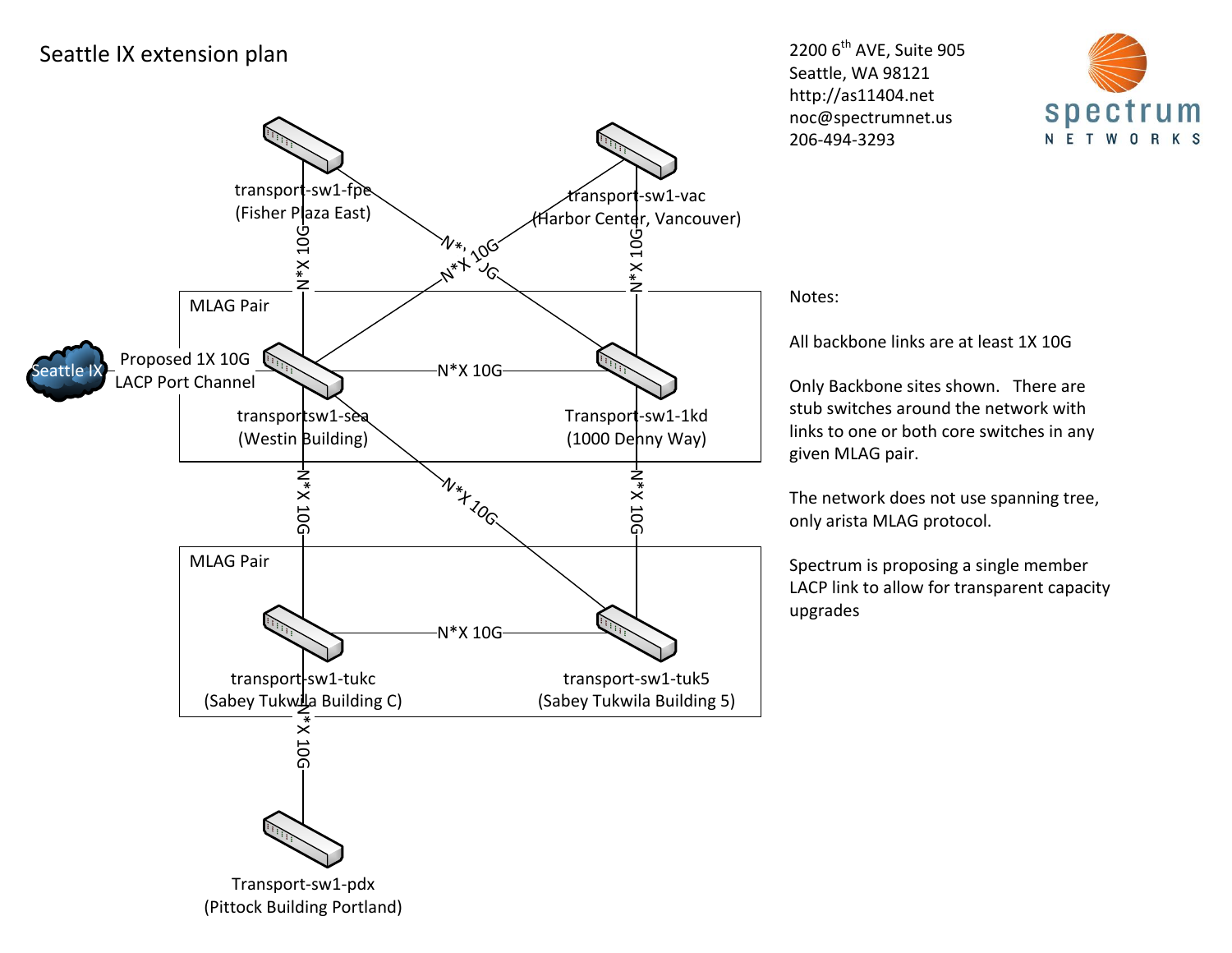# Seattle IX extension plan

2200 6th AVE, Suite 905
Seattle, WA 98121
http://as11404.net
noc@spectrumnet.us
206-494-3293

spectrum
NETWORKS

transport-sw1-fpe
(Fisher Plaza East)

transport-sw1-vac
(Harbor Center, Vancouver)

N*X 10G

N*X 10G

N*X 10G

N*X 10G

MLAG Pair

Seattle IX

Proposed 1X 10G
LACP Port Channel

transportsw1-sea
(Westin Building)

N*X 10G

Transport-sw1-1kd
(1000 Denny Way)

N*X 10G

N*X 10G

N*X 10G

MLAG Pair

transport-sw1-tukc
(Sabey Tukwila Building C)

N*X 10G

transport-sw1-tuk5
(Sabey Tukwila Building 5)

N*X 10G

Transport-sw1-pdx
(Pittock Building Portland)

Notes:

All backbone links are at least 1X 10G

Only Backbone sites shown. There are stub switches around the network with links to one or both core switches in any given MLAG pair.

The network does not use spanning tree, only arista MLAG protocol.

Spectrum is proposing a single member LACP link to allow for transparent capacity upgrades